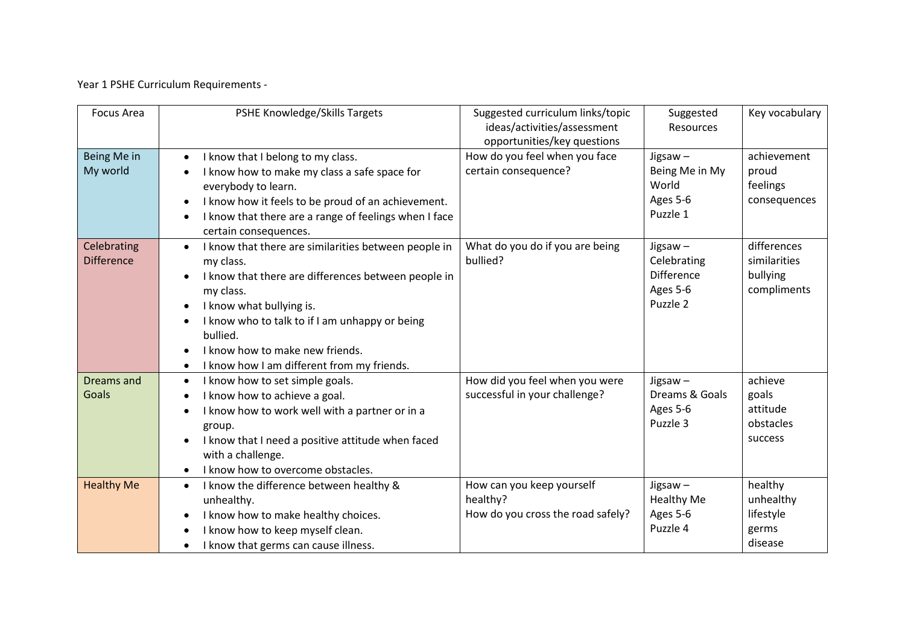Year 1 PSHE Curriculum Requirements -

| Focus Area | PSHE Knowledge/Skills Targets | Suggested curriculum links/topic ideas/activities/assessment opportunities/key questions | Suggested Resources | Key vocabulary |
|---|---|---|---|---|
| Being Me in My world | • I know that I belong to my class.<br>• I know how to make my class a safe space for everybody to learn.<br>• I know how it feels to be proud of an achievement.<br>• I know that there are a range of feelings when I face certain consequences. | How do you feel when you face certain consequence? | Jigsaw – Being Me in My World Ages 5-6 Puzzle 1 | achievement<br>proud<br>feelings<br>consequences |
| Celebrating Difference | • I know that there are similarities between people in my class.<br>• I know that there are differences between people in my class.<br>• I know what bullying is.<br>• I know who to talk to if I am unhappy or being bullied.<br>• I know how to make new friends.<br>• I know how I am different from my friends. | What do you do if you are being bullied? | Jigsaw – Celebrating Difference Ages 5-6 Puzzle 2 | differences<br>similarities<br>bullying<br>compliments |
| Dreams and Goals | • I know how to set simple goals.<br>• I know how to achieve a goal.<br>• I know how to work well with a partner or in a group.<br>• I know that I need a positive attitude when faced with a challenge.<br>• I know how to overcome obstacles. | How did you feel when you were successful in your challenge? | Jigsaw – Dreams & Goals Ages 5-6 Puzzle 3 | achieve<br>goals<br>attitude<br>obstacles<br>success |
| Healthy Me | • I know the difference between healthy & unhealthy.<br>• I know how to make healthy choices.<br>• I know how to keep myself clean.<br>• I know that germs can cause illness. | How can you keep yourself healthy?<br>How do you cross the road safely? | Jigsaw – Healthy Me Ages 5-6 Puzzle 4 | healthy<br>unhealthy<br>lifestyle<br>germs<br>disease |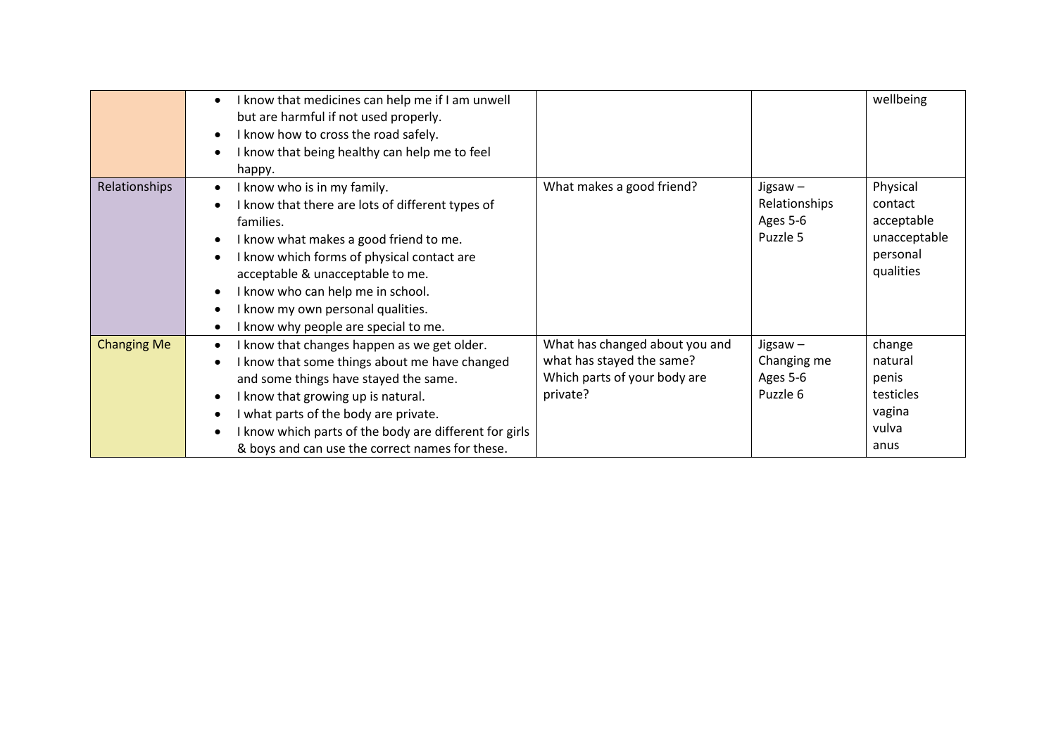| | | | | |
|---|---|---|---|---|
| | • I know that medicines can help me if I am unwell but are harmful if not used properly.<br>• I know how to cross the road safely.<br>• I know that being healthy can help me to feel happy. | | | wellbeing |
| Relationships | • I know who is in my family.<br>• I know that there are lots of different types of families.<br>• I know what makes a good friend to me.<br>• I know which forms of physical contact are acceptable & unacceptable to me.<br>• I know who can help me in school.<br>• I know my own personal qualities.<br>• I know why people are special to me. | What makes a good friend? | Jigsaw – Relationships Ages 5-6 Puzzle 5 | Physical contact<br>acceptable<br>unacceptable<br>personal qualities |
| Changing Me | • I know that changes happen as we get older.<br>• I know that some things about me have changed and some things have stayed the same.<br>• I know that growing up is natural.<br>• I what parts of the body are private.<br>• I know which parts of the body are different for girls & boys and can use the correct names for these. | What has changed about you and what has stayed the same?<br>Which parts of your body are private? | Jigsaw – Changing me Ages 5-6 Puzzle 6 | change<br>natural<br>penis<br>testicles<br>vagina<br>vulva<br>anus |